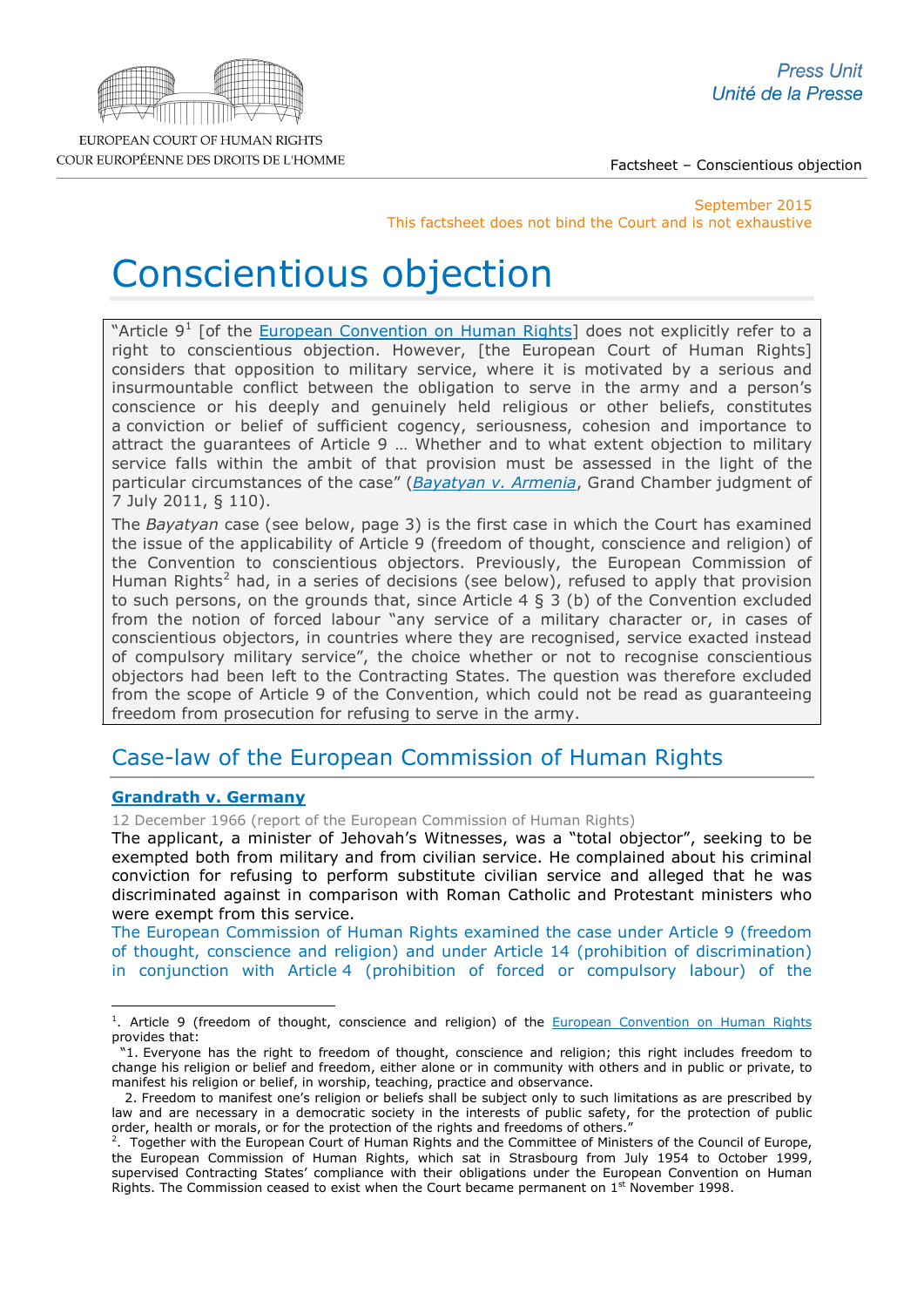EUROPEAN COURT OF HUMAN RIGHTS
COUR EUROPÉENNE DES DROITS DE L'HOMME

Press Unit
Unité de la Presse

Factsheet – Conscientious objection

September 2015
This factsheet does not bind the Court and is not exhaustive

# Conscientious objection

"Article 9[1] [of the European Convention on Human Rights] does not explicitly refer to a right to conscientious objection. However, [the European Court of Human Rights] considers that opposition to military service, where it is motivated by a serious and insurmountable conflict between the obligation to serve in the army and a person's conscience or his deeply and genuinely held religious or other beliefs, constitutes a conviction or belief of sufficient cogency, seriousness, cohesion and importance to attract the guarantees of Article 9 … Whether and to what extent objection to military service falls within the ambit of that provision must be assessed in the light of the particular circumstances of the case" (*Bayatyan v. Armenia*, Grand Chamber judgment of 7 July 2011, § 110).

The *Bayatyan* case (see below, page 3) is the first case in which the Court has examined the issue of the applicability of Article 9 (freedom of thought, conscience and religion) of the Convention to conscientious objectors. Previously, the European Commission of Human Rights[2] had, in a series of decisions (see below), refused to apply that provision to such persons, on the grounds that, since Article 4 § 3 (b) of the Convention excluded from the notion of forced labour "any service of a military character or, in cases of conscientious objectors, in countries where they are recognised, service exacted instead of compulsory military service", the choice whether or not to recognise conscientious objectors had been left to the Contracting States. The question was therefore excluded from the scope of Article 9 of the Convention, which could not be read as guaranteeing freedom from prosecution for refusing to serve in the army.

## Case-law of the European Commission of Human Rights

### Grandrath v. Germany

12 December 1966 (report of the European Commission of Human Rights)

The applicant, a minister of Jehovah's Witnesses, was a "total objector", seeking to be exempted both from military and from civilian service. He complained about his criminal conviction for refusing to perform substitute civilian service and alleged that he was discriminated against in comparison with Roman Catholic and Protestant ministers who were exempt from this service.

The European Commission of Human Rights examined the case under Article 9 (freedom of thought, conscience and religion) and under Article 14 (prohibition of discrimination) in conjunction with Article 4 (prohibition of forced or compulsory labour) of the

---

[1]. Article 9 (freedom of thought, conscience and religion) of the European Convention on Human Rights provides that:

"1. Everyone has the right to freedom of thought, conscience and religion; this right includes freedom to change his religion or belief and freedom, either alone or in community with others and in public or private, to manifest his religion or belief, in worship, teaching, practice and observance.

2. Freedom to manifest one's religion or beliefs shall be subject only to such limitations as are prescribed by law and are necessary in a democratic society in the interests of public safety, for the protection of public order, health or morals, or for the protection of the rights and freedoms of others."

[2]. Together with the European Court of Human Rights and the Committee of Ministers of the Council of Europe, the European Commission of Human Rights, which sat in Strasbourg from July 1954 to October 1999, supervised Contracting States' compliance with their obligations under the European Convention on Human Rights. The Commission ceased to exist when the Court became permanent on 1st November 1998.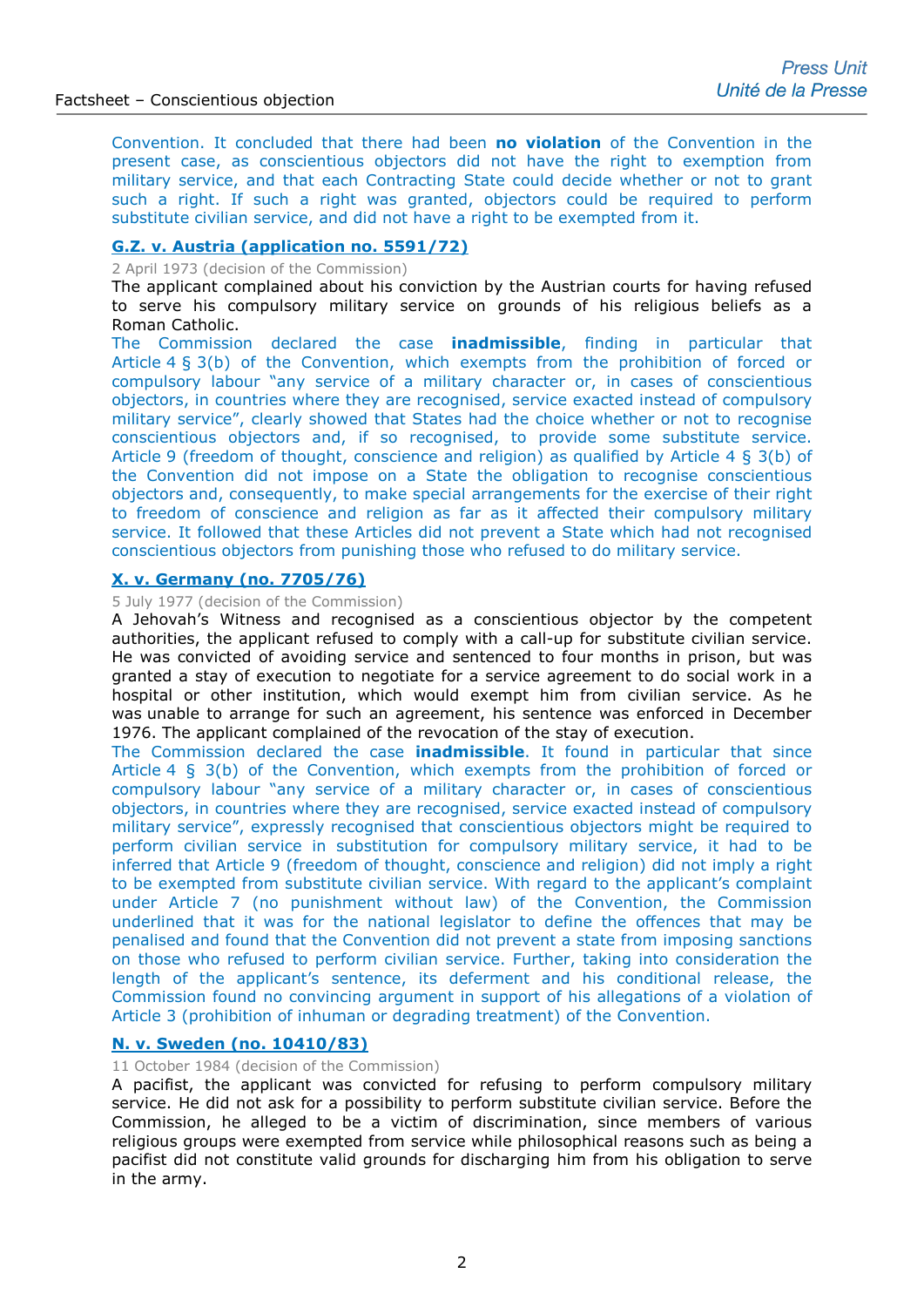Convention. It concluded that there had been **no violation** of the Convention in the present case, as conscientious objectors did not have the right to exemption from military service, and that each Contracting State could decide whether or not to grant such a right. If such a right was granted, objectors could be required to perform substitute civilian service, and did not have a right to be exempted from it.

### G.Z. v. Austria (application no. 5591/72)

2 April 1973 (decision of the Commission)

The applicant complained about his conviction by the Austrian courts for having refused to serve his compulsory military service on grounds of his religious beliefs as a Roman Catholic.

The Commission declared the case **inadmissible**, finding in particular that Article 4 § 3(b) of the Convention, which exempts from the prohibition of forced or compulsory labour "any service of a military character or, in cases of conscientious objectors, in countries where they are recognised, service exacted instead of compulsory military service", clearly showed that States had the choice whether or not to recognise conscientious objectors and, if so recognised, to provide some substitute service. Article 9 (freedom of thought, conscience and religion) as qualified by Article 4 § 3(b) of the Convention did not impose on a State the obligation to recognise conscientious objectors and, consequently, to make special arrangements for the exercise of their right to freedom of conscience and religion as far as it affected their compulsory military service. It followed that these Articles did not prevent a State which had not recognised conscientious objectors from punishing those who refused to do military service.

### X. v. Germany (no. 7705/76)

5 July 1977 (decision of the Commission)

A Jehovah's Witness and recognised as a conscientious objector by the competent authorities, the applicant refused to comply with a call-up for substitute civilian service. He was convicted of avoiding service and sentenced to four months in prison, but was granted a stay of execution to negotiate for a service agreement to do social work in a hospital or other institution, which would exempt him from civilian service. As he was unable to arrange for such an agreement, his sentence was enforced in December 1976. The applicant complained of the revocation of the stay of execution.

The Commission declared the case **inadmissible**. It found in particular that since Article 4 § 3(b) of the Convention, which exempts from the prohibition of forced or compulsory labour "any service of a military character or, in cases of conscientious objectors, in countries where they are recognised, service exacted instead of compulsory military service", expressly recognised that conscientious objectors might be required to perform civilian service in substitution for compulsory military service, it had to be inferred that Article 9 (freedom of thought, conscience and religion) did not imply a right to be exempted from substitute civilian service. With regard to the applicant's complaint under Article 7 (no punishment without law) of the Convention, the Commission underlined that it was for the national legislator to define the offences that may be penalised and found that the Convention did not prevent a state from imposing sanctions on those who refused to perform civilian service. Further, taking into consideration the length of the applicant's sentence, its deferment and his conditional release, the Commission found no convincing argument in support of his allegations of a violation of Article 3 (prohibition of inhuman or degrading treatment) of the Convention.

### N. v. Sweden (no. 10410/83)

11 October 1984 (decision of the Commission)

A pacifist, the applicant was convicted for refusing to perform compulsory military service. He did not ask for a possibility to perform substitute civilian service. Before the Commission, he alleged to be a victim of discrimination, since members of various religious groups were exempted from service while philosophical reasons such as being a pacifist did not constitute valid grounds for discharging him from his obligation to serve in the army.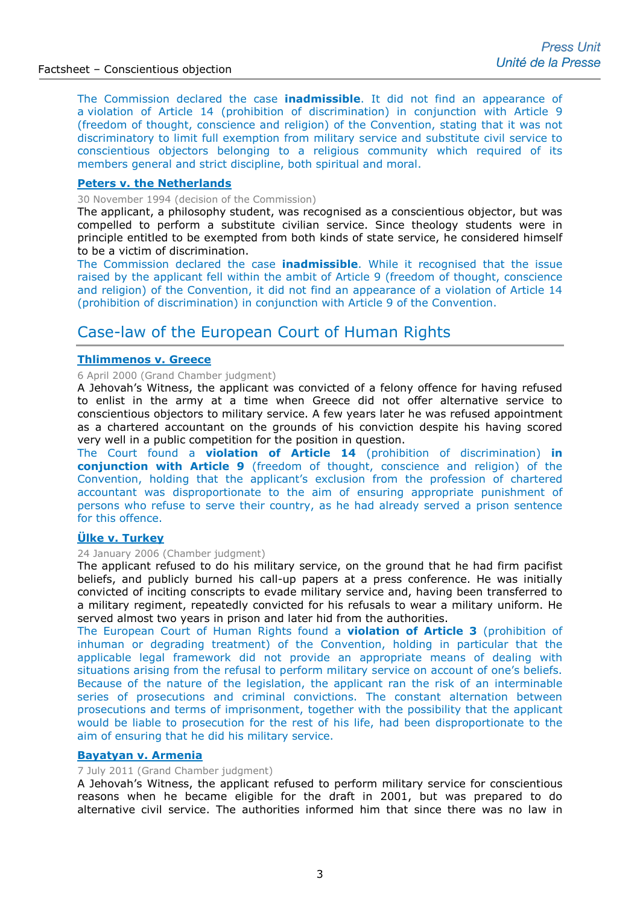The Commission declared the case **inadmissible**. It did not find an appearance of a violation of Article 14 (prohibition of discrimination) in conjunction with Article 9 (freedom of thought, conscience and religion) of the Convention, stating that it was not discriminatory to limit full exemption from military service and substitute civil service to conscientious objectors belonging to a religious community which required of its members general and strict discipline, both spiritual and moral.

**Peters v. the Netherlands**

30 November 1994 (decision of the Commission)

The applicant, a philosophy student, was recognised as a conscientious objector, but was compelled to perform a substitute civilian service. Since theology students were in principle entitled to be exempted from both kinds of state service, he considered himself to be a victim of discrimination.

The Commission declared the case **inadmissible**. While it recognised that the issue raised by the applicant fell within the ambit of Article 9 (freedom of thought, conscience and religion) of the Convention, it did not find an appearance of a violation of Article 14 (prohibition of discrimination) in conjunction with Article 9 of the Convention.

## Case-law of the European Court of Human Rights

**Thlimmenos v. Greece**

6 April 2000 (Grand Chamber judgment)

A Jehovah's Witness, the applicant was convicted of a felony offence for having refused to enlist in the army at a time when Greece did not offer alternative service to conscientious objectors to military service. A few years later he was refused appointment as a chartered accountant on the grounds of his conviction despite his having scored very well in a public competition for the position in question.

The Court found a **violation of Article 14** (prohibition of discrimination) **in conjunction with Article 9** (freedom of thought, conscience and religion) of the Convention, holding that the applicant's exclusion from the profession of chartered accountant was disproportionate to the aim of ensuring appropriate punishment of persons who refuse to serve their country, as he had already served a prison sentence for this offence.

**Ülke v. Turkey**

24 January 2006 (Chamber judgment)

The applicant refused to do his military service, on the ground that he had firm pacifist beliefs, and publicly burned his call-up papers at a press conference. He was initially convicted of inciting conscripts to evade military service and, having been transferred to a military regiment, repeatedly convicted for his refusals to wear a military uniform. He served almost two years in prison and later hid from the authorities.

The European Court of Human Rights found a **violation of Article 3** (prohibition of inhuman or degrading treatment) of the Convention, holding in particular that the applicable legal framework did not provide an appropriate means of dealing with situations arising from the refusal to perform military service on account of one's beliefs. Because of the nature of the legislation, the applicant ran the risk of an interminable series of prosecutions and criminal convictions. The constant alternation between prosecutions and terms of imprisonment, together with the possibility that the applicant would be liable to prosecution for the rest of his life, had been disproportionate to the aim of ensuring that he did his military service.

**Bayatyan v. Armenia**

7 July 2011 (Grand Chamber judgment)

A Jehovah's Witness, the applicant refused to perform military service for conscientious reasons when he became eligible for the draft in 2001, but was prepared to do alternative civil service. The authorities informed him that since there was no law in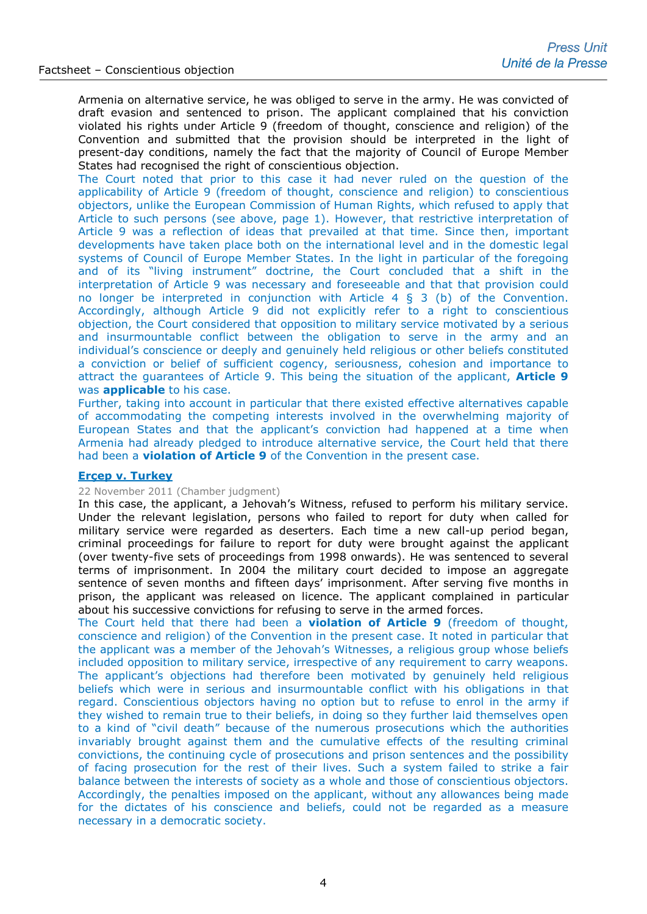Armenia on alternative service, he was obliged to serve in the army. He was convicted of draft evasion and sentenced to prison. The applicant complained that his conviction violated his rights under Article 9 (freedom of thought, conscience and religion) of the Convention and submitted that the provision should be interpreted in the light of present-day conditions, namely the fact that the majority of Council of Europe Member States had recognised the right of conscientious objection.

The Court noted that prior to this case it had never ruled on the question of the applicability of Article 9 (freedom of thought, conscience and religion) to conscientious objectors, unlike the European Commission of Human Rights, which refused to apply that Article to such persons (see above, page 1). However, that restrictive interpretation of Article 9 was a reflection of ideas that prevailed at that time. Since then, important developments have taken place both on the international level and in the domestic legal systems of Council of Europe Member States. In the light in particular of the foregoing and of its "living instrument" doctrine, the Court concluded that a shift in the interpretation of Article 9 was necessary and foreseeable and that that provision could no longer be interpreted in conjunction with Article 4 § 3 (b) of the Convention. Accordingly, although Article 9 did not explicitly refer to a right to conscientious objection, the Court considered that opposition to military service motivated by a serious and insurmountable conflict between the obligation to serve in the army and an individual's conscience or deeply and genuinely held religious or other beliefs constituted a conviction or belief of sufficient cogency, seriousness, cohesion and importance to attract the guarantees of Article 9. This being the situation of the applicant, **Article 9** was **applicable** to his case.

Further, taking into account in particular that there existed effective alternatives capable of accommodating the competing interests involved in the overwhelming majority of European States and that the applicant's conviction had happened at a time when Armenia had already pledged to introduce alternative service, the Court held that there had been a **violation of Article 9** of the Convention in the present case.

**Erçep v. Turkey**

22 November 2011 (Chamber judgment)

In this case, the applicant, a Jehovah's Witness, refused to perform his military service. Under the relevant legislation, persons who failed to report for duty when called for military service were regarded as deserters. Each time a new call-up period began, criminal proceedings for failure to report for duty were brought against the applicant (over twenty-five sets of proceedings from 1998 onwards). He was sentenced to several terms of imprisonment. In 2004 the military court decided to impose an aggregate sentence of seven months and fifteen days' imprisonment. After serving five months in prison, the applicant was released on licence. The applicant complained in particular about his successive convictions for refusing to serve in the armed forces.

The Court held that there had been a **violation of Article 9** (freedom of thought, conscience and religion) of the Convention in the present case. It noted in particular that the applicant was a member of the Jehovah's Witnesses, a religious group whose beliefs included opposition to military service, irrespective of any requirement to carry weapons. The applicant's objections had therefore been motivated by genuinely held religious beliefs which were in serious and insurmountable conflict with his obligations in that regard. Conscientious objectors having no option but to refuse to enrol in the army if they wished to remain true to their beliefs, in doing so they further laid themselves open to a kind of "civil death" because of the numerous prosecutions which the authorities invariably brought against them and the cumulative effects of the resulting criminal convictions, the continuing cycle of prosecutions and prison sentences and the possibility of facing prosecution for the rest of their lives. Such a system failed to strike a fair balance between the interests of society as a whole and those of conscientious objectors. Accordingly, the penalties imposed on the applicant, without any allowances being made for the dictates of his conscience and beliefs, could not be regarded as a measure necessary in a democratic society.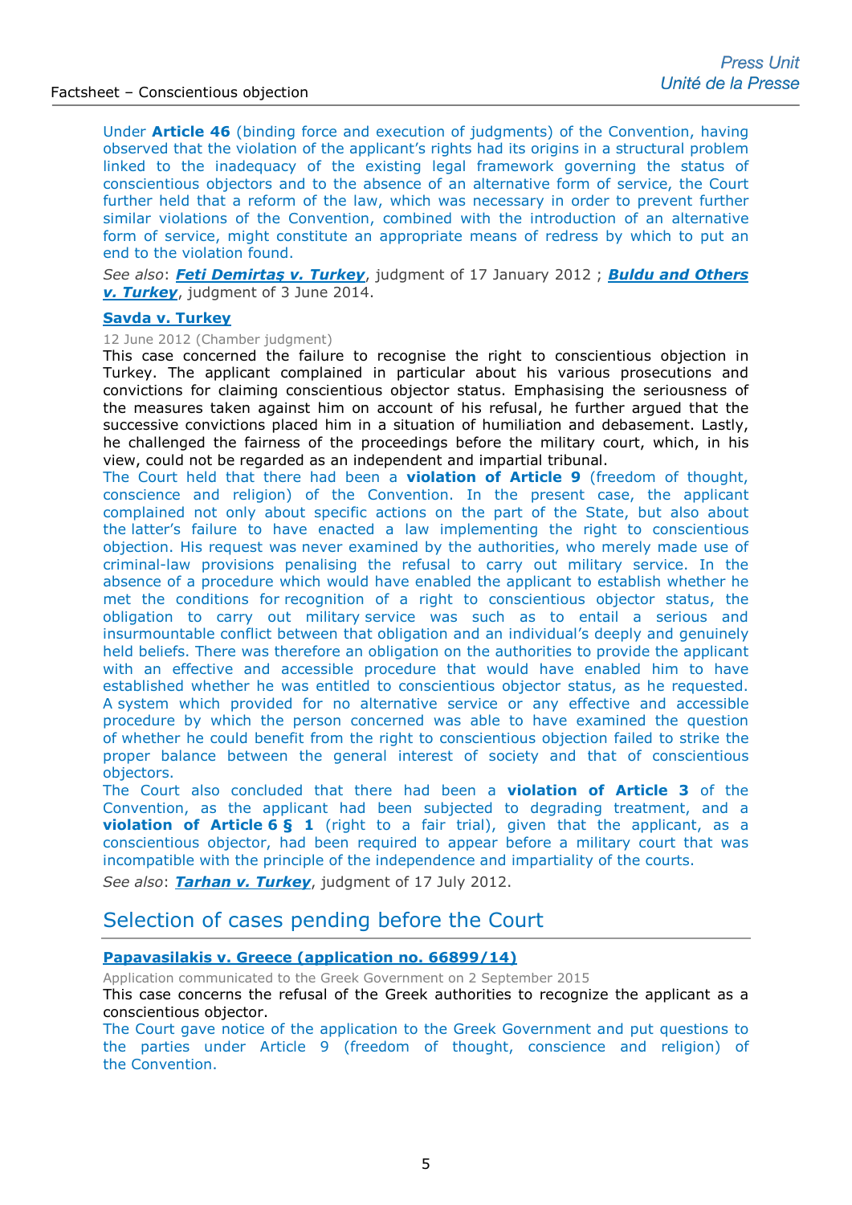Under **Article 46** (binding force and execution of judgments) of the Convention, having observed that the violation of the applicant's rights had its origins in a structural problem linked to the inadequacy of the existing legal framework governing the status of conscientious objectors and to the absence of an alternative form of service, the Court further held that a reform of the law, which was necessary in order to prevent further similar violations of the Convention, combined with the introduction of an alternative form of service, might constitute an appropriate means of redress by which to put an end to the violation found.

*See also*: ***Feti Demirtaş v. Turkey***, judgment of 17 January 2012 ; ***Buldu and Others v. Turkey***, judgment of 3 June 2014.

**Savda v. Turkey**

12 June 2012 (Chamber judgment)

This case concerned the failure to recognise the right to conscientious objection in Turkey. The applicant complained in particular about his various prosecutions and convictions for claiming conscientious objector status. Emphasising the seriousness of the measures taken against him on account of his refusal, he further argued that the successive convictions placed him in a situation of humiliation and debasement. Lastly, he challenged the fairness of the proceedings before the military court, which, in his view, could not be regarded as an independent and impartial tribunal.

The Court held that there had been a **violation of Article 9** (freedom of thought, conscience and religion) of the Convention. In the present case, the applicant complained not only about specific actions on the part of the State, but also about the latter's failure to have enacted a law implementing the right to conscientious objection. His request was never examined by the authorities, who merely made use of criminal-law provisions penalising the refusal to carry out military service. In the absence of a procedure which would have enabled the applicant to establish whether he met the conditions for recognition of a right to conscientious objector status, the obligation to carry out military service was such as to entail a serious and insurmountable conflict between that obligation and an individual's deeply and genuinely held beliefs. There was therefore an obligation on the authorities to provide the applicant with an effective and accessible procedure that would have enabled him to have established whether he was entitled to conscientious objector status, as he requested. A system which provided for no alternative service or any effective and accessible procedure by which the person concerned was able to have examined the question of whether he could benefit from the right to conscientious objection failed to strike the proper balance between the general interest of society and that of conscientious objectors.

The Court also concluded that there had been a **violation of Article 3** of the Convention, as the applicant had been subjected to degrading treatment, and a **violation of Article 6 § 1** (right to a fair trial), given that the applicant, as a conscientious objector, had been required to appear before a military court that was incompatible with the principle of the independence and impartiality of the courts.

*See also*: ***Tarhan v. Turkey***, judgment of 17 July 2012.

## Selection of cases pending before the Court

**Papavasilakis v. Greece (application no. 66899/14)**

Application communicated to the Greek Government on 2 September 2015

This case concerns the refusal of the Greek authorities to recognize the applicant as a conscientious objector.

The Court gave notice of the application to the Greek Government and put questions to the parties under Article 9 (freedom of thought, conscience and religion) of the Convention.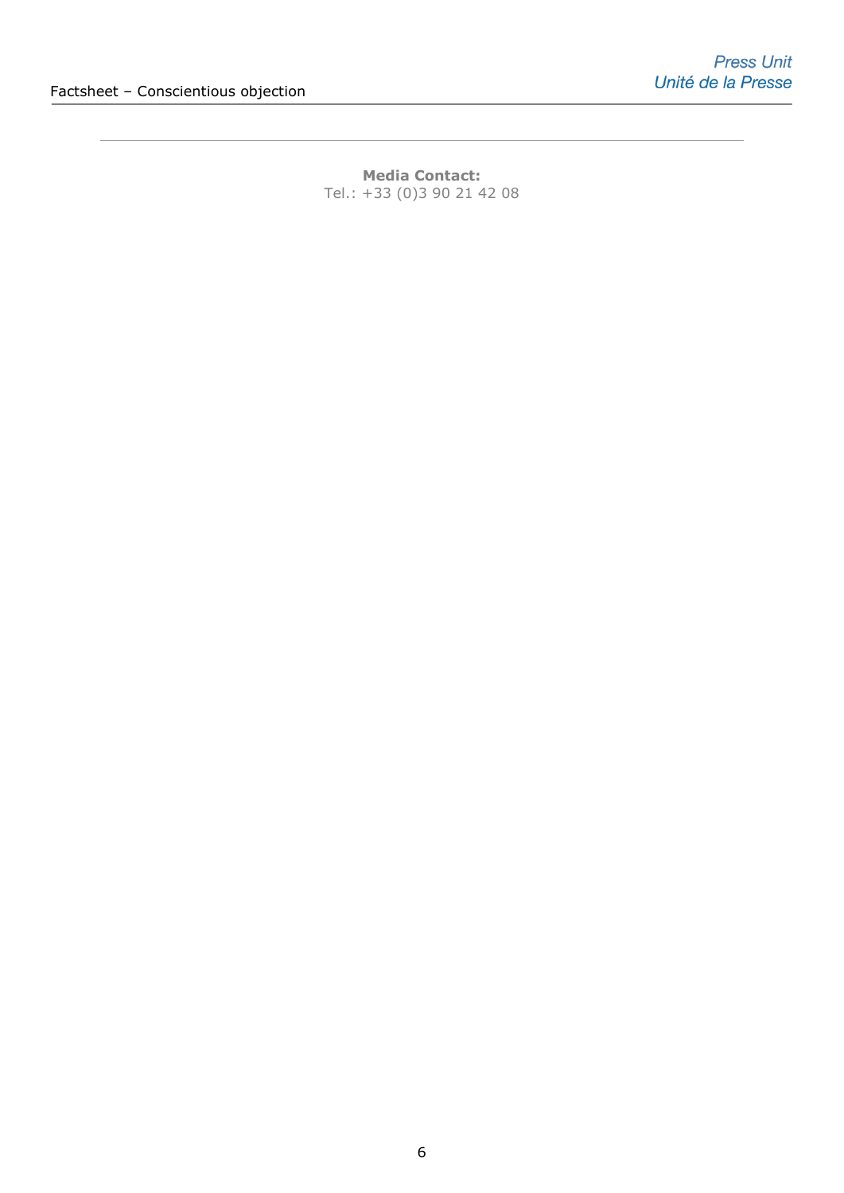---

**Media Contact:**
Tel.: +33 (0)3 90 21 42 08